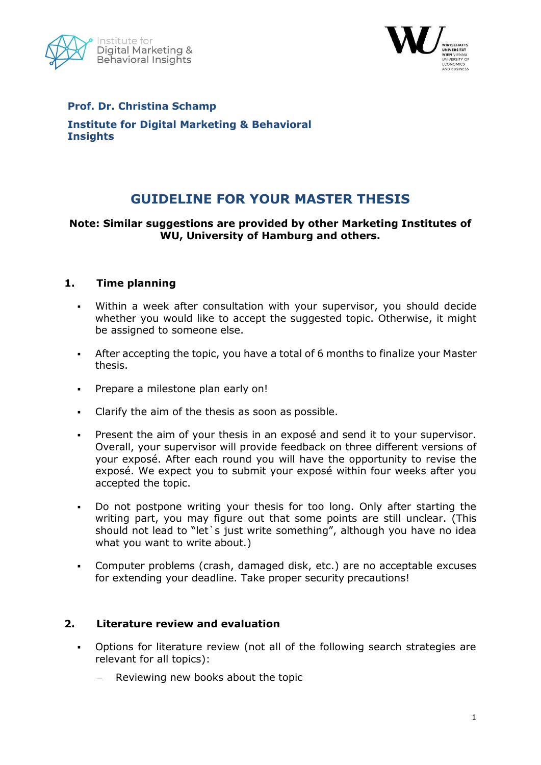**Prof. Dr. Christina Schamp**

**Institute for Digital Marketing & Behavioral Insights**

# GUIDELINE FOR YOUR MASTER THESIS

**Note: Similar suggestions are provided by other Marketing Institutes of WU, University of Hamburg and others.**

## 1. Time planning

- Within a week after consultation with your supervisor, you should decide whether you would like to accept the suggested topic. Otherwise, it might be assigned to someone else.
- After accepting the topic, you have a total of 6 months to finalize your Master thesis.
- Prepare a milestone plan early on!
- Clarify the aim of the thesis as soon as possible.
- Present the aim of your thesis in an exposé and send it to your supervisor. Overall, your supervisor will provide feedback on three different versions of your exposé. After each round you will have the opportunity to revise the exposé. We expect you to submit your exposé within four weeks after you accepted the topic.
- Do not postpone writing your thesis for too long. Only after starting the writing part, you may figure out that some points are still unclear. (This should not lead to "let`s just write something", although you have no idea what you want to write about.)
- Computer problems (crash, damaged disk, etc.) are no acceptable excuses for extending your deadline. Take proper security precautions!

## 2. Literature review and evaluation

- Options for literature review (not all of the following search strategies are relevant for all topics):
  - Reviewing new books about the topic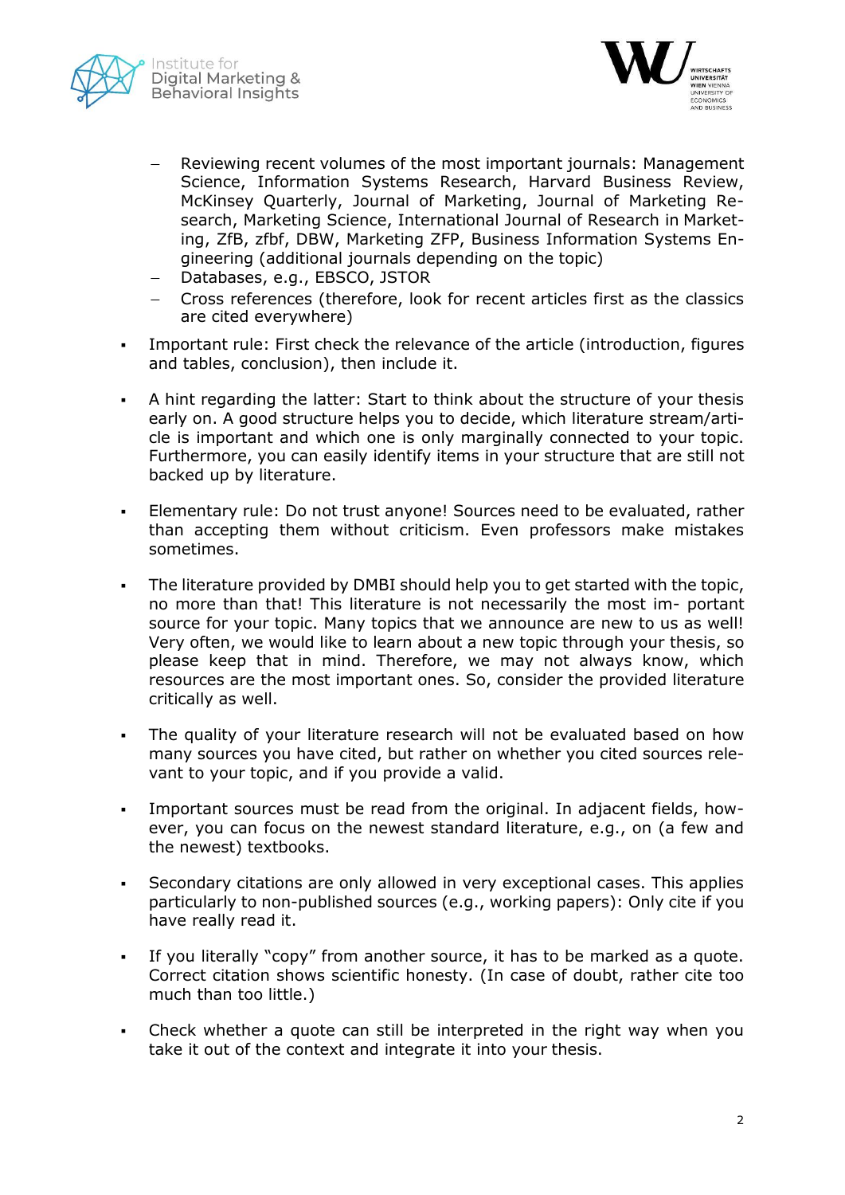- Reviewing recent volumes of the most important journals: Management Science, Information Systems Research, Harvard Business Review, McKinsey Quarterly, Journal of Marketing, Journal of Marketing Research, Marketing Science, International Journal of Research in Marketing, ZfB, zfbf, DBW, Marketing ZFP, Business Information Systems Engineering (additional journals depending on the topic)
  - Databases, e.g., EBSCO, JSTOR
  - Cross references (therefore, look for recent articles first as the classics are cited everywhere)

- Important rule: First check the relevance of the article (introduction, figures and tables, conclusion), then include it.

- A hint regarding the latter: Start to think about the structure of your thesis early on. A good structure helps you to decide, which literature stream/article is important and which one is only marginally connected to your topic. Furthermore, you can easily identify items in your structure that are still not backed up by literature.

- Elementary rule: Do not trust anyone! Sources need to be evaluated, rather than accepting them without criticism. Even professors make mistakes sometimes.

- The literature provided by DMBI should help you to get started with the topic, no more than that! This literature is not necessarily the most im- portant source for your topic. Many topics that we announce are new to us as well! Very often, we would like to learn about a new topic through your thesis, so please keep that in mind. Therefore, we may not always know, which resources are the most important ones. So, consider the provided literature critically as well.

- The quality of your literature research will not be evaluated based on how many sources you have cited, but rather on whether you cited sources relevant to your topic, and if you provide a valid.

- Important sources must be read from the original. In adjacent fields, however, you can focus on the newest standard literature, e.g., on (a few and the newest) textbooks.

- Secondary citations are only allowed in very exceptional cases. This applies particularly to non-published sources (e.g., working papers): Only cite if you have really read it.

- If you literally "copy" from another source, it has to be marked as a quote. Correct citation shows scientific honesty. (In case of doubt, rather cite too much than too little.)

- Check whether a quote can still be interpreted in the right way when you take it out of the context and integrate it into your thesis.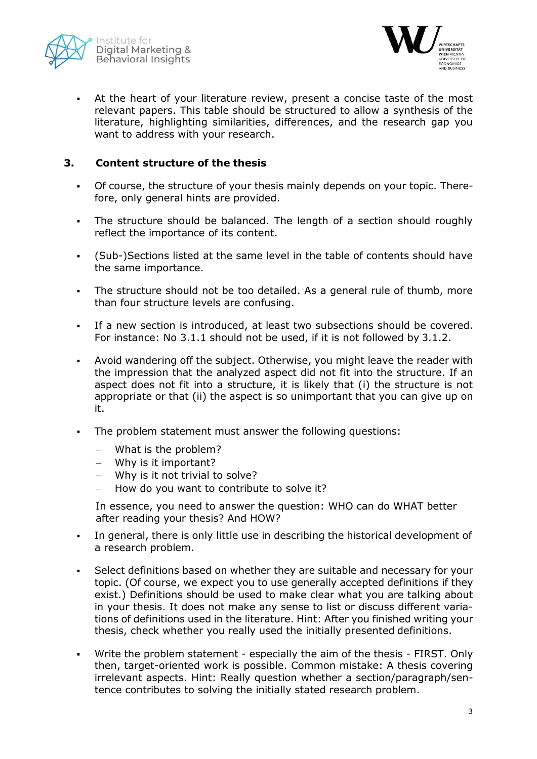- At the heart of your literature review, present a concise taste of the most relevant papers. This table should be structured to allow a synthesis of the literature, highlighting similarities, differences, and the research gap you want to address with your research.

## 3. Content structure of the thesis

- Of course, the structure of your thesis mainly depends on your topic. Therefore, only general hints are provided.

- The structure should be balanced. The length of a section should roughly reflect the importance of its content.

- (Sub-)Sections listed at the same level in the table of contents should have the same importance.

- The structure should not be too detailed. As a general rule of thumb, more than four structure levels are confusing.

- If a new section is introduced, at least two subsections should be covered. For instance: No 3.1.1 should not be used, if it is not followed by 3.1.2.

- Avoid wandering off the subject. Otherwise, you might leave the reader with the impression that the analyzed aspect did not fit into the structure. If an aspect does not fit into a structure, it is likely that (i) the structure is not appropriate or that (ii) the aspect is so unimportant that you can give up on it.

- The problem statement must answer the following questions:
  - What is the problem?
  - Why is it important?
  - Why is it not trivial to solve?
  - How do you want to contribute to solve it?

  In essence, you need to answer the question: WHO can do WHAT better after reading your thesis? And HOW?

- In general, there is only little use in describing the historical development of a research problem.

- Select definitions based on whether they are suitable and necessary for your topic. (Of course, we expect you to use generally accepted definitions if they exist.) Definitions should be used to make clear what you are talking about in your thesis. It does not make any sense to list or discuss different variations of definitions used in the literature. Hint: After you finished writing your thesis, check whether you really used the initially presented definitions.

- Write the problem statement - especially the aim of the thesis - FIRST. Only then, target-oriented work is possible. Common mistake: A thesis covering irrelevant aspects. Hint: Really question whether a section/paragraph/sentence contributes to solving the initially stated research problem.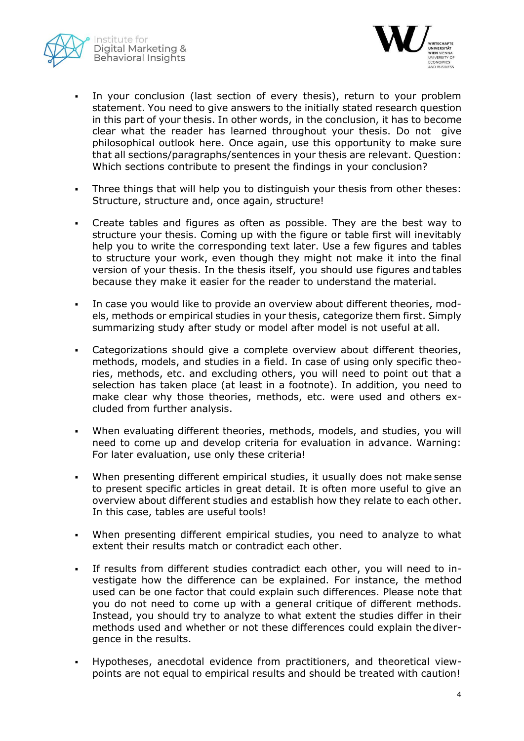- In your conclusion (last section of every thesis), return to your problem statement. You need to give answers to the initially stated research question in this part of your thesis. In other words, in the conclusion, it has to become clear what the reader has learned throughout your thesis. Do not give philosophical outlook here. Once again, use this opportunity to make sure that all sections/paragraphs/sentences in your thesis are relevant. Question: Which sections contribute to present the findings in your conclusion?

- Three things that will help you to distinguish your thesis from other theses: Structure, structure and, once again, structure!

- Create tables and figures as often as possible. They are the best way to structure your thesis. Coming up with the figure or table first will inevitably help you to write the corresponding text later. Use a few figures and tables to structure your work, even though they might not make it into the final version of your thesis. In the thesis itself, you should use figures and tables because they make it easier for the reader to understand the material.

- In case you would like to provide an overview about different theories, models, methods or empirical studies in your thesis, categorize them first. Simply summarizing study after study or model after model is not useful at all.

- Categorizations should give a complete overview about different theories, methods, models, and studies in a field. In case of using only specific theories, methods, etc. and excluding others, you will need to point out that a selection has taken place (at least in a footnote). In addition, you need to make clear why those theories, methods, etc. were used and others excluded from further analysis.

- When evaluating different theories, methods, models, and studies, you will need to come up and develop criteria for evaluation in advance. Warning: For later evaluation, use only these criteria!

- When presenting different empirical studies, it usually does not make sense to present specific articles in great detail. It is often more useful to give an overview about different studies and establish how they relate to each other. In this case, tables are useful tools!

- When presenting different empirical studies, you need to analyze to what extent their results match or contradict each other.

- If results from different studies contradict each other, you will need to investigate how the difference can be explained. For instance, the method used can be one factor that could explain such differences. Please note that you do not need to come up with a general critique of different methods. Instead, you should try to analyze to what extent the studies differ in their methods used and whether or not these differences could explain the divergence in the results.

- Hypotheses, anecdotal evidence from practitioners, and theoretical viewpoints are not equal to empirical results and should be treated with caution!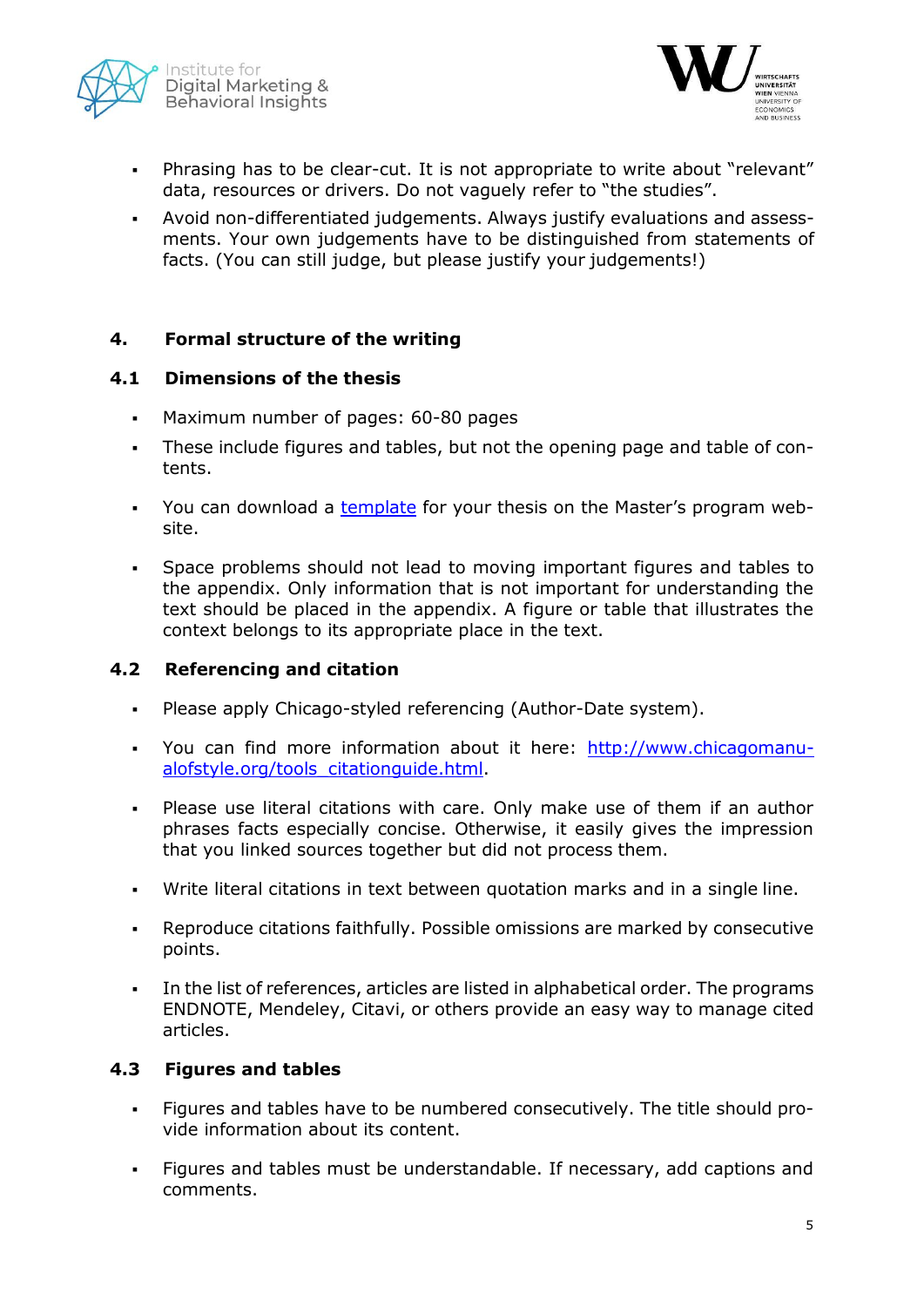- Phrasing has to be clear-cut. It is not appropriate to write about "relevant" data, resources or drivers. Do not vaguely refer to "the studies".
- Avoid non-differentiated judgements. Always justify evaluations and assessments. Your own judgements have to be distinguished from statements of facts. (You can still judge, but please justify your judgements!)

# 4. Formal structure of the writing

## 4.1 Dimensions of the thesis

- Maximum number of pages: 60-80 pages
- These include figures and tables, but not the opening page and table of contents.
- You can download a template for your thesis on the Master's program website.
- Space problems should not lead to moving important figures and tables to the appendix. Only information that is not important for understanding the text should be placed in the appendix. A figure or table that illustrates the context belongs to its appropriate place in the text.

## 4.2 Referencing and citation

- Please apply Chicago-styled referencing (Author-Date system).
- You can find more information about it here: http://www.chicagomanualofstyle.org/tools_citationguide.html.
- Please use literal citations with care. Only make use of them if an author phrases facts especially concise. Otherwise, it easily gives the impression that you linked sources together but did not process them.
- Write literal citations in text between quotation marks and in a single line.
- Reproduce citations faithfully. Possible omissions are marked by consecutive points.
- In the list of references, articles are listed in alphabetical order. The programs ENDNOTE, Mendeley, Citavi, or others provide an easy way to manage cited articles.

## 4.3 Figures and tables

- Figures and tables have to be numbered consecutively. The title should provide information about its content.
- Figures and tables must be understandable. If necessary, add captions and comments.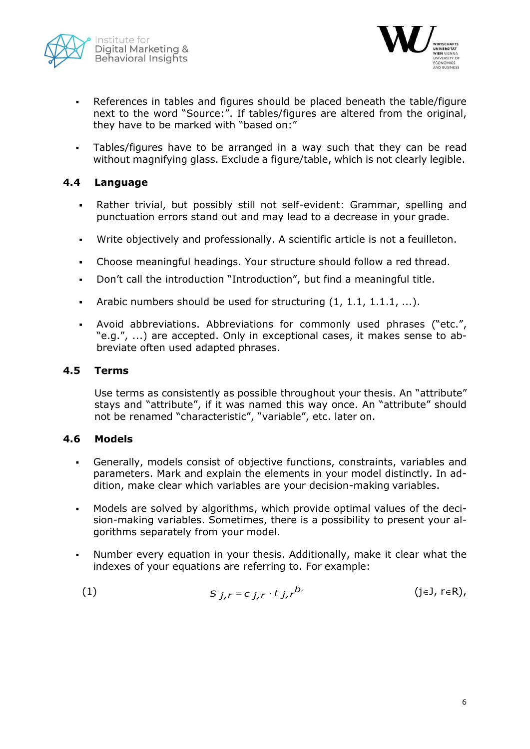- References in tables and figures should be placed beneath the table/figure next to the word "Source:". If tables/figures are altered from the original, they have to be marked with "based on:"

- Tables/figures have to be arranged in a way such that they can be read without magnifying glass. Exclude a figure/table, which is not clearly legible.

### 4.4 Language

- Rather trivial, but possibly still not self-evident: Grammar, spelling and punctuation errors stand out and may lead to a decrease in your grade.

- Write objectively and professionally. A scientific article is not a feuilleton.

- Choose meaningful headings. Your structure should follow a red thread.

- Don't call the introduction "Introduction", but find a meaningful title.

- Arabic numbers should be used for structuring (1, 1.1, 1.1.1, ...).

- Avoid abbreviations. Abbreviations for commonly used phrases ("etc.", "e.g.", ...) are accepted. Only in exceptional cases, it makes sense to abbreviate often used adapted phrases.

### 4.5 Terms

Use terms as consistently as possible throughout your thesis. An "attribute" stays and "attribute", if it was named this way once. An "attribute" should not be renamed "characteristic", "variable", etc. later on.

### 4.6 Models

- Generally, models consist of objective functions, constraints, variables and parameters. Mark and explain the elements in your model distinctly. In addition, make clear which variables are your decision-making variables.

- Models are solved by algorithms, which provide optimal values of the decision-making variables. Sometimes, there is a possibility to present your algorithms separately from your model.

- Number every equation in your thesis. Additionally, make it clear what the indexes of your equations are referring to. For example:

(1) $$s_{j,r} = c_{j,r} \cdot t_{j,r}^{b_r}$$ ($j \in J$, $r \in R$),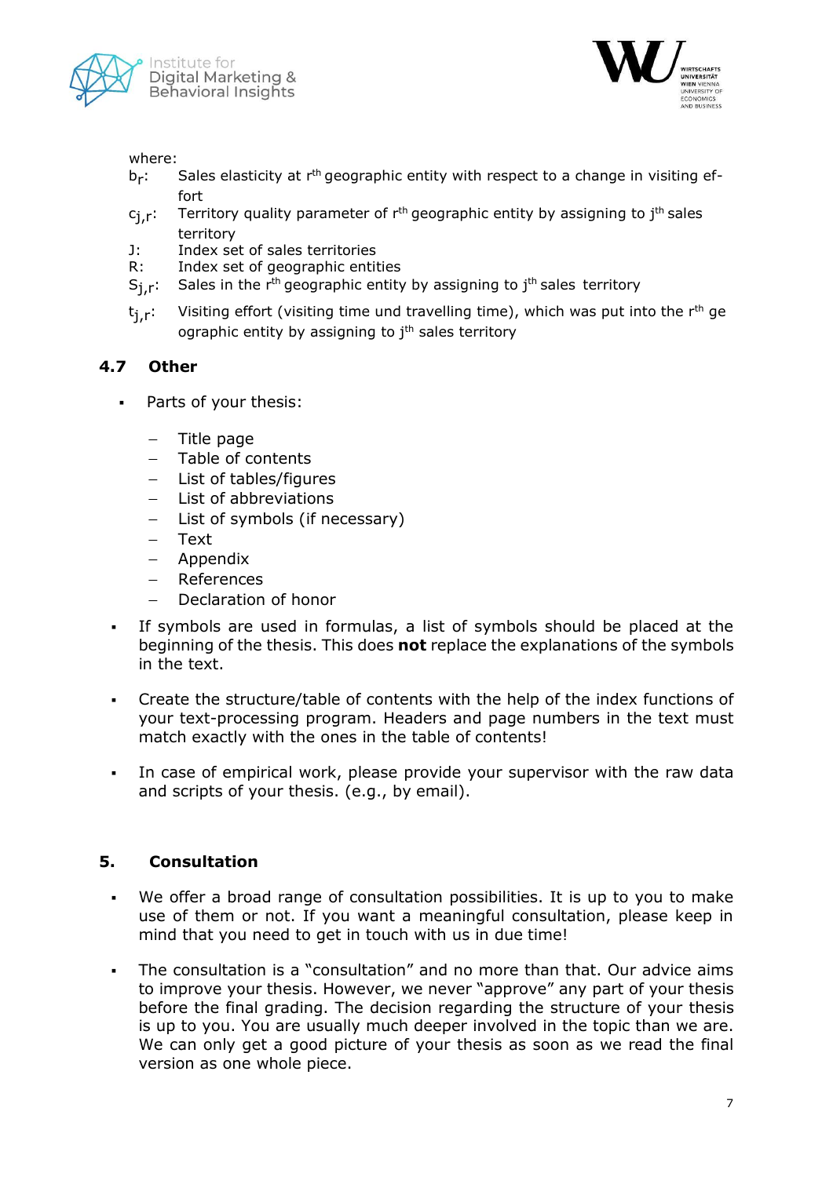where:

- $b_r$: Sales elasticity at $r^{th}$ geographic entity with respect to a change in visiting effort
- $c_{j,r}$: Territory quality parameter of $r^{th}$ geographic entity by assigning to $j^{th}$ sales territory
- J: Index set of sales territories
- R: Index set of geographic entities
- $S_{j,r}$: Sales in the $r^{th}$ geographic entity by assigning to $j^{th}$ sales territory
- $t_{j,r}$: Visiting effort (visiting time und travelling time), which was put into the $r^{th}$ geographic entity by assigning to $j^{th}$ sales territory

### 4.7 Other

- Parts of your thesis:
  - Title page
  - Table of contents
  - List of tables/figures
  - List of abbreviations
  - List of symbols (if necessary)
  - Text
  - Appendix
  - References
  - Declaration of honor
- If symbols are used in formulas, a list of symbols should be placed at the beginning of the thesis. This does **not** replace the explanations of the symbols in the text.
- Create the structure/table of contents with the help of the index functions of your text-processing program. Headers and page numbers in the text must match exactly with the ones in the table of contents!
- In case of empirical work, please provide your supervisor with the raw data and scripts of your thesis. (e.g., by email).

## 5. Consultation

- We offer a broad range of consultation possibilities. It is up to you to make use of them or not. If you want a meaningful consultation, please keep in mind that you need to get in touch with us in due time!
- The consultation is a "consultation" and no more than that. Our advice aims to improve your thesis. However, we never "approve" any part of your thesis before the final grading. The decision regarding the structure of your thesis is up to you. You are usually much deeper involved in the topic than we are. We can only get a good picture of your thesis as soon as we read the final version as one whole piece.